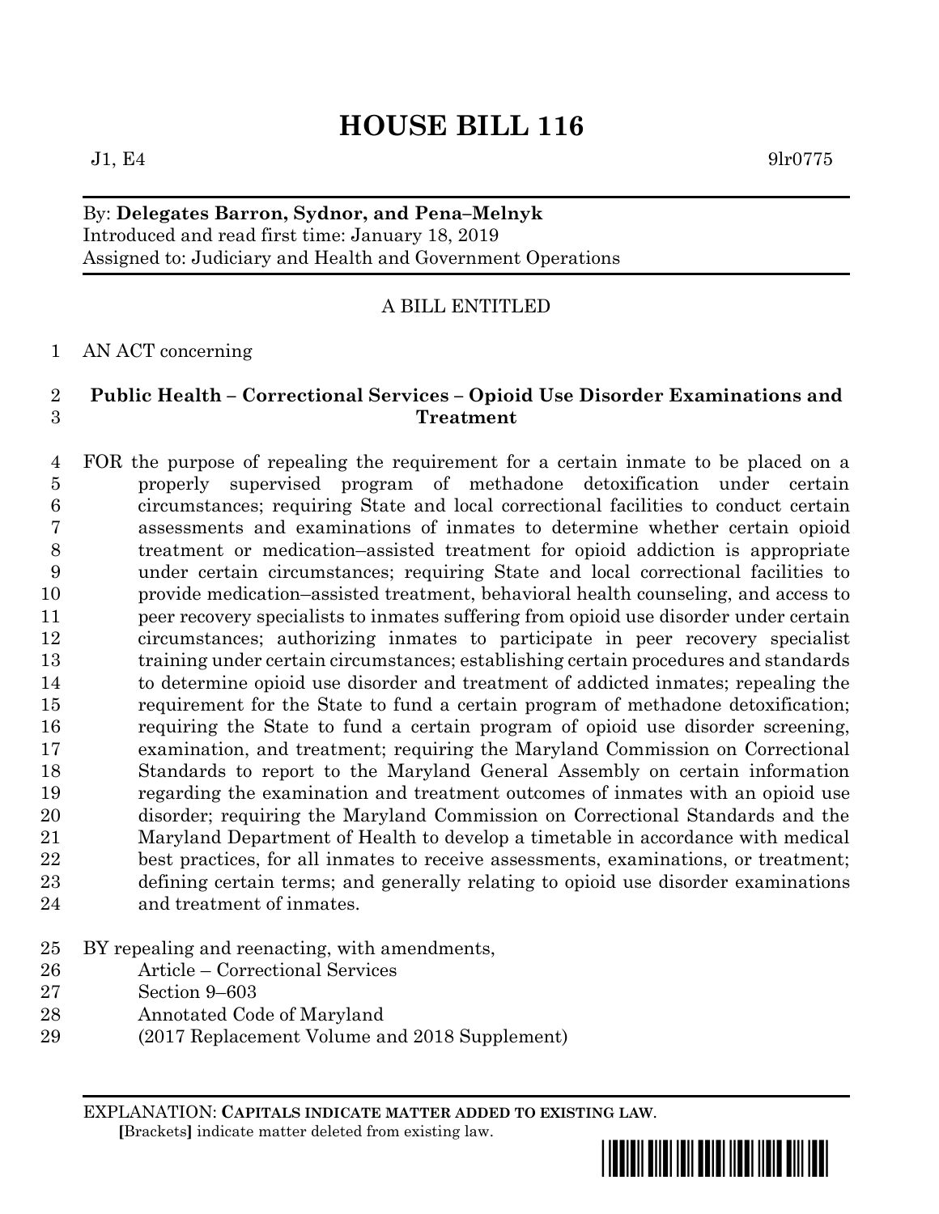# HOUSE BILL 116

J1, E4 9lr0775

By: **Delegates Barron, Sydnor, and Pena–Melnyk**
Introduced and read first time: January 18, 2019
Assigned to: Judiciary and Health and Government Operations

A BILL ENTITLED

AN ACT concerning

**Public Health – Correctional Services – Opioid Use Disorder Examinations and Treatment**

FOR the purpose of repealing the requirement for a certain inmate to be placed on a properly supervised program of methadone detoxification under certain circumstances; requiring State and local correctional facilities to conduct certain assessments and examinations of inmates to determine whether certain opioid treatment or medication–assisted treatment for opioid addiction is appropriate under certain circumstances; requiring State and local correctional facilities to provide medication–assisted treatment, behavioral health counseling, and access to peer recovery specialists to inmates suffering from opioid use disorder under certain circumstances; authorizing inmates to participate in peer recovery specialist training under certain circumstances; establishing certain procedures and standards to determine opioid use disorder and treatment of addicted inmates; repealing the requirement for the State to fund a certain program of methadone detoxification; requiring the State to fund a certain program of opioid use disorder screening, examination, and treatment; requiring the Maryland Commission on Correctional Standards to report to the Maryland General Assembly on certain information regarding the examination and treatment outcomes of inmates with an opioid use disorder; requiring the Maryland Commission on Correctional Standards and the Maryland Department of Health to develop a timetable in accordance with medical best practices, for all inmates to receive assessments, examinations, or treatment; defining certain terms; and generally relating to opioid use disorder examinations and treatment of inmates.

BY repealing and reenacting, with amendments,
Article – Correctional Services
Section 9–603
Annotated Code of Maryland
(2017 Replacement Volume and 2018 Supplement)

EXPLANATION: **CAPITALS INDICATE MATTER ADDED TO EXISTING LAW.**
[Brackets] indicate matter deleted from existing law.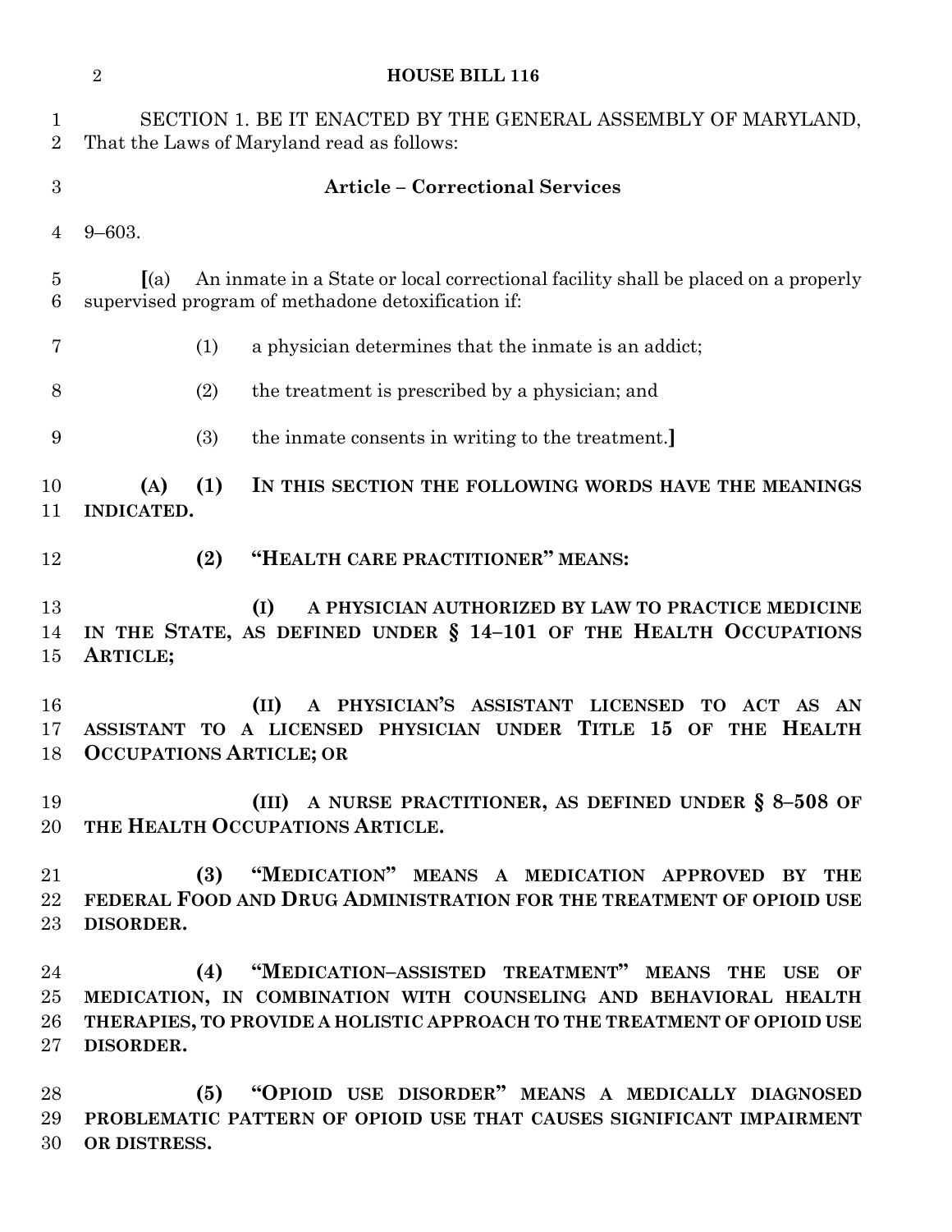SECTION 1. BE IT ENACTED BY THE GENERAL ASSEMBLY OF MARYLAND, That the Laws of Maryland read as follows:

**Article – Correctional Services**

9–603.

[(a) An inmate in a State or local correctional facility shall be placed on a properly supervised program of methadone detoxification if:

(1) a physician determines that the inmate is an addict;

(2) the treatment is prescribed by a physician; and

(3) the inmate consents in writing to the treatment.]

**(A) (1) IN THIS SECTION THE FOLLOWING WORDS HAVE THE MEANINGS INDICATED.**

**(2) "HEALTH CARE PRACTITIONER" MEANS:**

**(I) A PHYSICIAN AUTHORIZED BY LAW TO PRACTICE MEDICINE IN THE STATE, AS DEFINED UNDER § 14–101 OF THE HEALTH OCCUPATIONS ARTICLE;**

**(II) A PHYSICIAN'S ASSISTANT LICENSED TO ACT AS AN ASSISTANT TO A LICENSED PHYSICIAN UNDER TITLE 15 OF THE HEALTH OCCUPATIONS ARTICLE; OR**

**(III) A NURSE PRACTITIONER, AS DEFINED UNDER § 8–508 OF THE HEALTH OCCUPATIONS ARTICLE.**

**(3) "MEDICATION" MEANS A MEDICATION APPROVED BY THE FEDERAL FOOD AND DRUG ADMINISTRATION FOR THE TREATMENT OF OPIOID USE DISORDER.**

**(4) "MEDICATION–ASSISTED TREATMENT" MEANS THE USE OF MEDICATION, IN COMBINATION WITH COUNSELING AND BEHAVIORAL HEALTH THERAPIES, TO PROVIDE A HOLISTIC APPROACH TO THE TREATMENT OF OPIOID USE DISORDER.**

**(5) "OPIOID USE DISORDER" MEANS A MEDICALLY DIAGNOSED PROBLEMATIC PATTERN OF OPIOID USE THAT CAUSES SIGNIFICANT IMPAIRMENT OR DISTRESS.**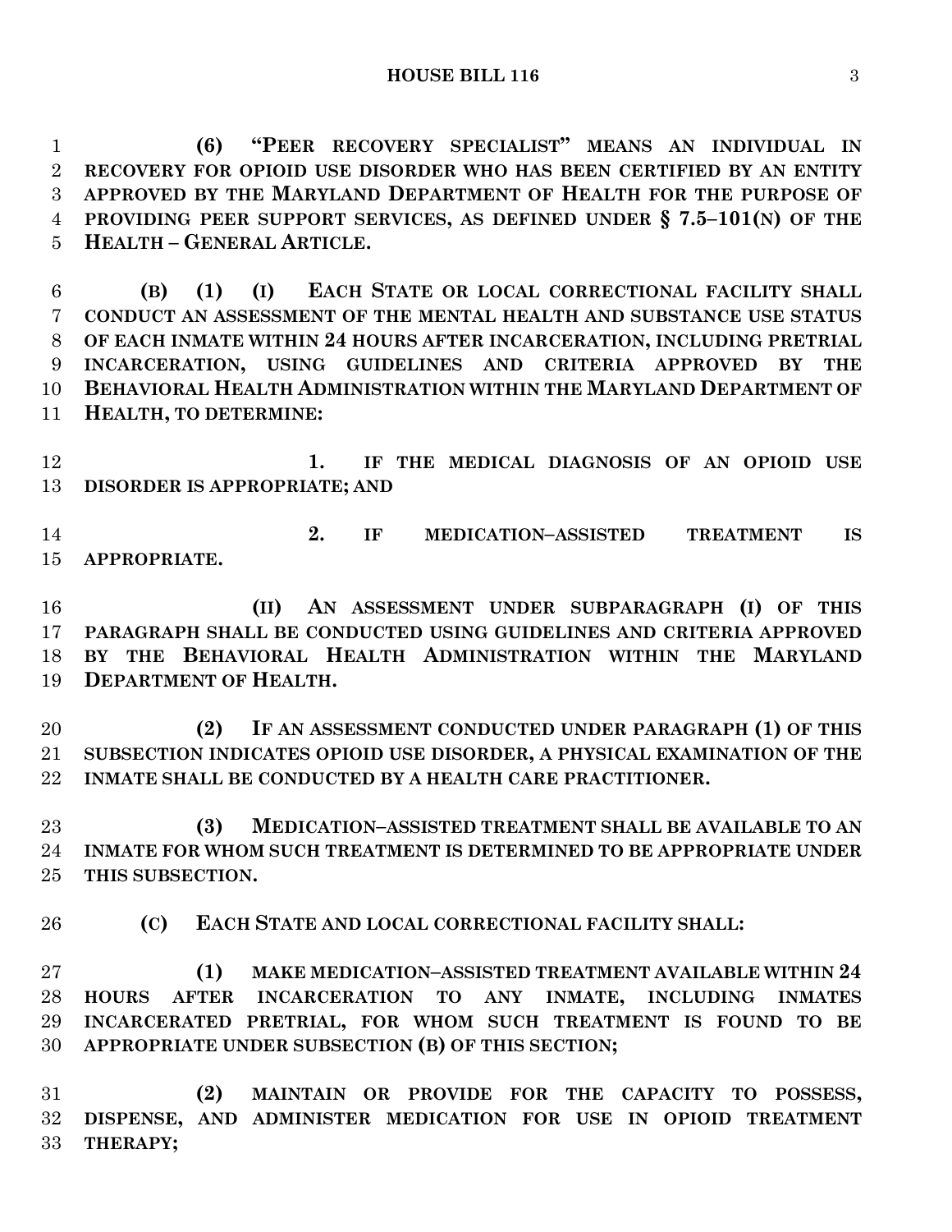**(6) "PEER RECOVERY SPECIALIST" MEANS AN INDIVIDUAL IN RECOVERY FOR OPIOID USE DISORDER WHO HAS BEEN CERTIFIED BY AN ENTITY APPROVED BY THE MARYLAND DEPARTMENT OF HEALTH FOR THE PURPOSE OF PROVIDING PEER SUPPORT SERVICES, AS DEFINED UNDER § 7.5–101(N) OF THE HEALTH – GENERAL ARTICLE.**

**(B) (1) (I) EACH STATE OR LOCAL CORRECTIONAL FACILITY SHALL CONDUCT AN ASSESSMENT OF THE MENTAL HEALTH AND SUBSTANCE USE STATUS OF EACH INMATE WITHIN 24 HOURS AFTER INCARCERATION, INCLUDING PRETRIAL INCARCERATION, USING GUIDELINES AND CRITERIA APPROVED BY THE BEHAVIORAL HEALTH ADMINISTRATION WITHIN THE MARYLAND DEPARTMENT OF HEALTH, TO DETERMINE:**

**1. IF THE MEDICAL DIAGNOSIS OF AN OPIOID USE DISORDER IS APPROPRIATE; AND**

**2. IF MEDICATION–ASSISTED TREATMENT IS APPROPRIATE.**

**(II) AN ASSESSMENT UNDER SUBPARAGRAPH (I) OF THIS PARAGRAPH SHALL BE CONDUCTED USING GUIDELINES AND CRITERIA APPROVED BY THE BEHAVIORAL HEALTH ADMINISTRATION WITHIN THE MARYLAND DEPARTMENT OF HEALTH.**

**(2) IF AN ASSESSMENT CONDUCTED UNDER PARAGRAPH (1) OF THIS SUBSECTION INDICATES OPIOID USE DISORDER, A PHYSICAL EXAMINATION OF THE INMATE SHALL BE CONDUCTED BY A HEALTH CARE PRACTITIONER.**

**(3) MEDICATION–ASSISTED TREATMENT SHALL BE AVAILABLE TO AN INMATE FOR WHOM SUCH TREATMENT IS DETERMINED TO BE APPROPRIATE UNDER THIS SUBSECTION.**

**(C) EACH STATE AND LOCAL CORRECTIONAL FACILITY SHALL:**

**(1) MAKE MEDICATION–ASSISTED TREATMENT AVAILABLE WITHIN 24 HOURS AFTER INCARCERATION TO ANY INMATE, INCLUDING INMATES INCARCERATED PRETRIAL, FOR WHOM SUCH TREATMENT IS FOUND TO BE APPROPRIATE UNDER SUBSECTION (B) OF THIS SECTION;**

**(2) MAINTAIN OR PROVIDE FOR THE CAPACITY TO POSSESS, DISPENSE, AND ADMINISTER MEDICATION FOR USE IN OPIOID TREATMENT THERAPY;**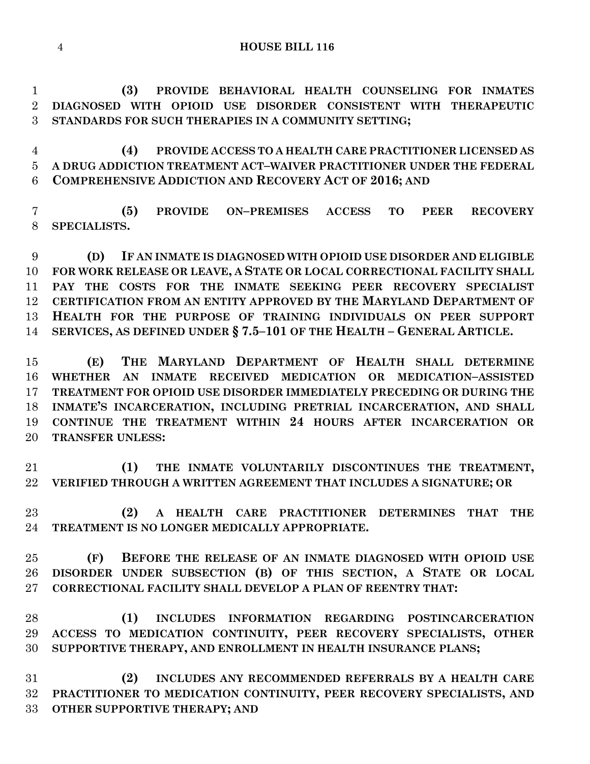**(3) PROVIDE BEHAVIORAL HEALTH COUNSELING FOR INMATES DIAGNOSED WITH OPIOID USE DISORDER CONSISTENT WITH THERAPEUTIC STANDARDS FOR SUCH THERAPIES IN A COMMUNITY SETTING;**

**(4) PROVIDE ACCESS TO A HEALTH CARE PRACTITIONER LICENSED AS A DRUG ADDICTION TREATMENT ACT–WAIVER PRACTITIONER UNDER THE FEDERAL COMPREHENSIVE ADDICTION AND RECOVERY ACT OF 2016; AND**

**(5) PROVIDE ON–PREMISES ACCESS TO PEER RECOVERY SPECIALISTS.**

**(D) IF AN INMATE IS DIAGNOSED WITH OPIOID USE DISORDER AND ELIGIBLE FOR WORK RELEASE OR LEAVE, A STATE OR LOCAL CORRECTIONAL FACILITY SHALL PAY THE COSTS FOR THE INMATE SEEKING PEER RECOVERY SPECIALIST CERTIFICATION FROM AN ENTITY APPROVED BY THE MARYLAND DEPARTMENT OF HEALTH FOR THE PURPOSE OF TRAINING INDIVIDUALS ON PEER SUPPORT SERVICES, AS DEFINED UNDER § 7.5–101 OF THE HEALTH – GENERAL ARTICLE.**

**(E) THE MARYLAND DEPARTMENT OF HEALTH SHALL DETERMINE WHETHER AN INMATE RECEIVED MEDICATION OR MEDICATION–ASSISTED TREATMENT FOR OPIOID USE DISORDER IMMEDIATELY PRECEDING OR DURING THE INMATE'S INCARCERATION, INCLUDING PRETRIAL INCARCERATION, AND SHALL CONTINUE THE TREATMENT WITHIN 24 HOURS AFTER INCARCERATION OR TRANSFER UNLESS:**

**(1) THE INMATE VOLUNTARILY DISCONTINUES THE TREATMENT, VERIFIED THROUGH A WRITTEN AGREEMENT THAT INCLUDES A SIGNATURE; OR**

**(2) A HEALTH CARE PRACTITIONER DETERMINES THAT THE TREATMENT IS NO LONGER MEDICALLY APPROPRIATE.**

**(F) BEFORE THE RELEASE OF AN INMATE DIAGNOSED WITH OPIOID USE DISORDER UNDER SUBSECTION (B) OF THIS SECTION, A STATE OR LOCAL CORRECTIONAL FACILITY SHALL DEVELOP A PLAN OF REENTRY THAT:**

**(1) INCLUDES INFORMATION REGARDING POSTINCARCERATION ACCESS TO MEDICATION CONTINUITY, PEER RECOVERY SPECIALISTS, OTHER SUPPORTIVE THERAPY, AND ENROLLMENT IN HEALTH INSURANCE PLANS;**

**(2) INCLUDES ANY RECOMMENDED REFERRALS BY A HEALTH CARE PRACTITIONER TO MEDICATION CONTINUITY, PEER RECOVERY SPECIALISTS, AND OTHER SUPPORTIVE THERAPY; AND**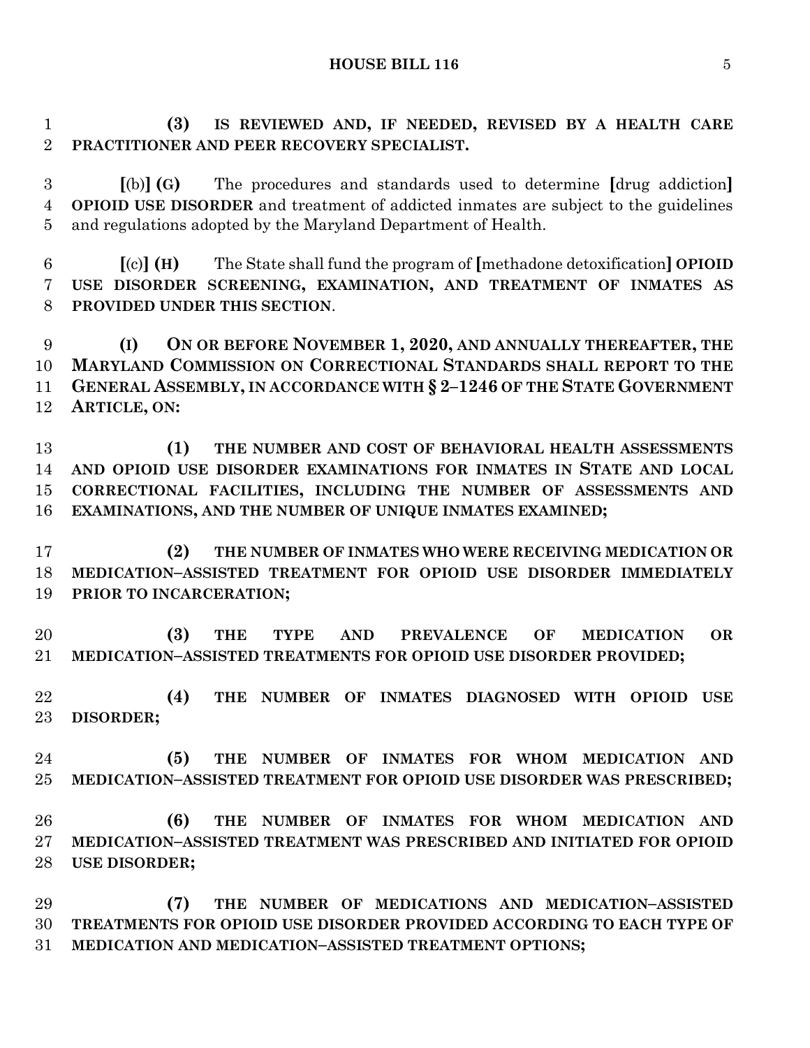**(3) IS REVIEWED AND, IF NEEDED, REVISED BY A HEALTH CARE PRACTITIONER AND PEER RECOVERY SPECIALIST.**

**[**(b)**] (G)** The procedures and standards used to determine **[**drug addiction**] OPIOID USE DISORDER** and treatment of addicted inmates are subject to the guidelines and regulations adopted by the Maryland Department of Health.

**[**(c)**] (H)** The State shall fund the program of **[**methadone detoxification**] OPIOID USE DISORDER SCREENING, EXAMINATION, AND TREATMENT OF INMATES AS PROVIDED UNDER THIS SECTION**.

**(I) ON OR BEFORE NOVEMBER 1, 2020, AND ANNUALLY THEREAFTER, THE MARYLAND COMMISSION ON CORRECTIONAL STANDARDS SHALL REPORT TO THE GENERAL ASSEMBLY, IN ACCORDANCE WITH § 2–1246 OF THE STATE GOVERNMENT ARTICLE, ON:**

**(1) THE NUMBER AND COST OF BEHAVIORAL HEALTH ASSESSMENTS AND OPIOID USE DISORDER EXAMINATIONS FOR INMATES IN STATE AND LOCAL CORRECTIONAL FACILITIES, INCLUDING THE NUMBER OF ASSESSMENTS AND EXAMINATIONS, AND THE NUMBER OF UNIQUE INMATES EXAMINED;**

**(2) THE NUMBER OF INMATES WHO WERE RECEIVING MEDICATION OR MEDICATION–ASSISTED TREATMENT FOR OPIOID USE DISORDER IMMEDIATELY PRIOR TO INCARCERATION;**

**(3) THE TYPE AND PREVALENCE OF MEDICATION OR MEDICATION–ASSISTED TREATMENTS FOR OPIOID USE DISORDER PROVIDED;**

**(4) THE NUMBER OF INMATES DIAGNOSED WITH OPIOID USE DISORDER;**

**(5) THE NUMBER OF INMATES FOR WHOM MEDICATION AND MEDICATION–ASSISTED TREATMENT FOR OPIOID USE DISORDER WAS PRESCRIBED;**

**(6) THE NUMBER OF INMATES FOR WHOM MEDICATION AND MEDICATION–ASSISTED TREATMENT WAS PRESCRIBED AND INITIATED FOR OPIOID USE DISORDER;**

**(7) THE NUMBER OF MEDICATIONS AND MEDICATION–ASSISTED TREATMENTS FOR OPIOID USE DISORDER PROVIDED ACCORDING TO EACH TYPE OF MEDICATION AND MEDICATION–ASSISTED TREATMENT OPTIONS;**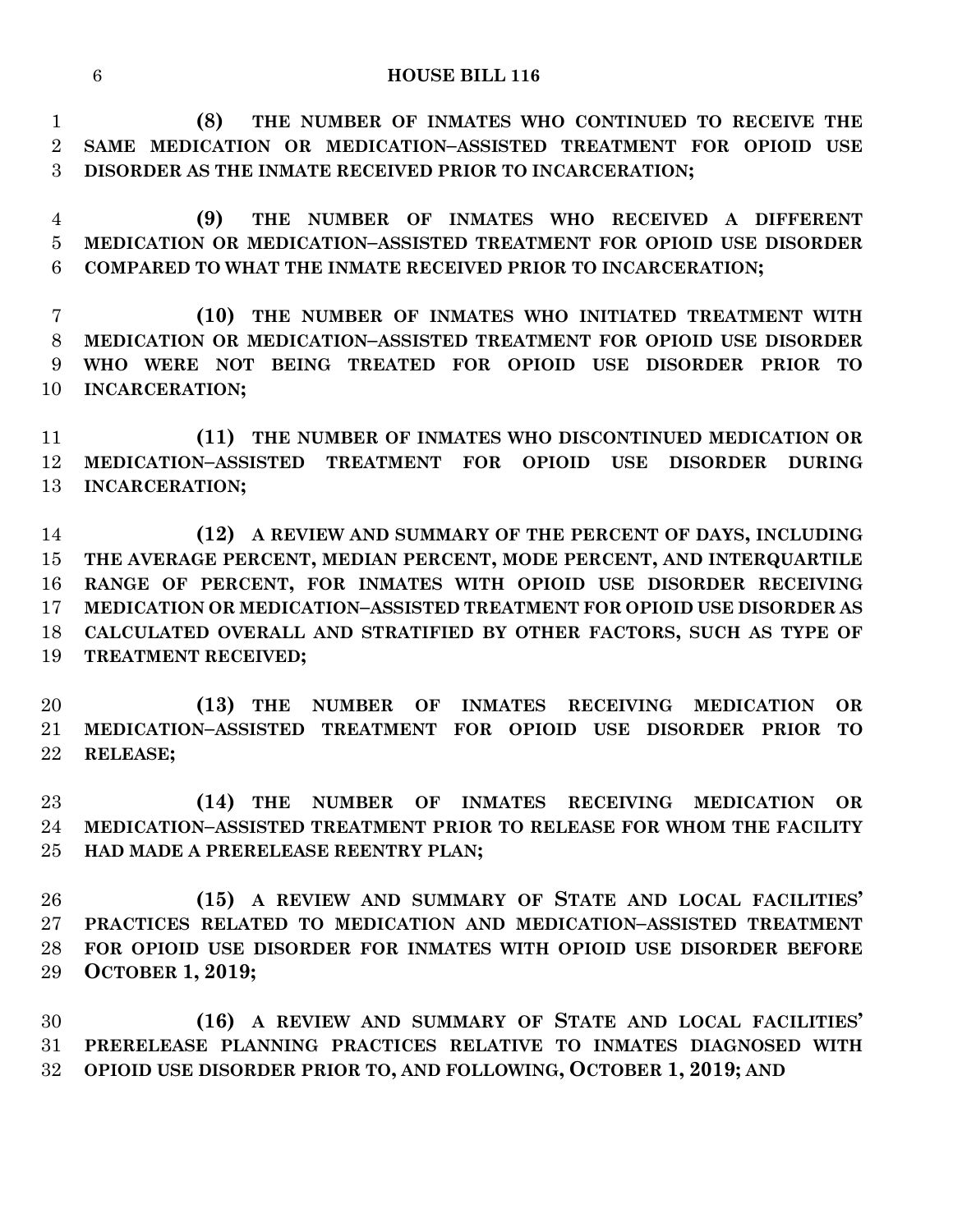**(8) THE NUMBER OF INMATES WHO CONTINUED TO RECEIVE THE SAME MEDICATION OR MEDICATION–ASSISTED TREATMENT FOR OPIOID USE DISORDER AS THE INMATE RECEIVED PRIOR TO INCARCERATION;**

**(9) THE NUMBER OF INMATES WHO RECEIVED A DIFFERENT MEDICATION OR MEDICATION–ASSISTED TREATMENT FOR OPIOID USE DISORDER COMPARED TO WHAT THE INMATE RECEIVED PRIOR TO INCARCERATION;**

**(10) THE NUMBER OF INMATES WHO INITIATED TREATMENT WITH MEDICATION OR MEDICATION–ASSISTED TREATMENT FOR OPIOID USE DISORDER WHO WERE NOT BEING TREATED FOR OPIOID USE DISORDER PRIOR TO INCARCERATION;**

**(11) THE NUMBER OF INMATES WHO DISCONTINUED MEDICATION OR MEDICATION–ASSISTED TREATMENT FOR OPIOID USE DISORDER DURING INCARCERATION;**

**(12) A REVIEW AND SUMMARY OF THE PERCENT OF DAYS, INCLUDING THE AVERAGE PERCENT, MEDIAN PERCENT, MODE PERCENT, AND INTERQUARTILE RANGE OF PERCENT, FOR INMATES WITH OPIOID USE DISORDER RECEIVING MEDICATION OR MEDICATION–ASSISTED TREATMENT FOR OPIOID USE DISORDER AS CALCULATED OVERALL AND STRATIFIED BY OTHER FACTORS, SUCH AS TYPE OF TREATMENT RECEIVED;**

**(13) THE NUMBER OF INMATES RECEIVING MEDICATION OR MEDICATION–ASSISTED TREATMENT FOR OPIOID USE DISORDER PRIOR TO RELEASE;**

**(14) THE NUMBER OF INMATES RECEIVING MEDICATION OR MEDICATION–ASSISTED TREATMENT PRIOR TO RELEASE FOR WHOM THE FACILITY HAD MADE A PRERELEASE REENTRY PLAN;**

**(15) A REVIEW AND SUMMARY OF STATE AND LOCAL FACILITIES' PRACTICES RELATED TO MEDICATION AND MEDICATION–ASSISTED TREATMENT FOR OPIOID USE DISORDER FOR INMATES WITH OPIOID USE DISORDER BEFORE OCTOBER 1, 2019;**

**(16) A REVIEW AND SUMMARY OF STATE AND LOCAL FACILITIES' PRERELEASE PLANNING PRACTICES RELATIVE TO INMATES DIAGNOSED WITH OPIOID USE DISORDER PRIOR TO, AND FOLLOWING, OCTOBER 1, 2019; AND**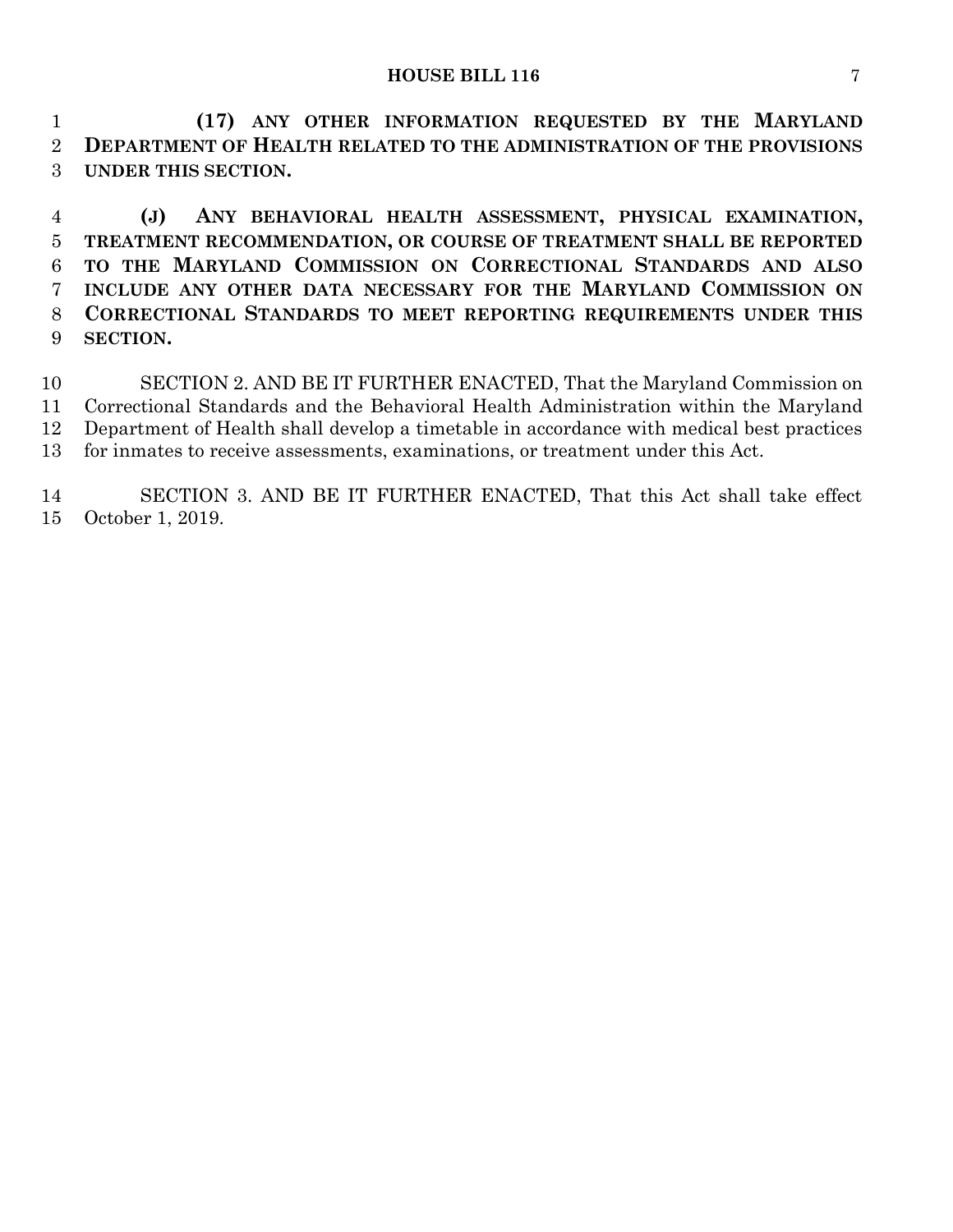**(17) ANY OTHER INFORMATION REQUESTED BY THE MARYLAND DEPARTMENT OF HEALTH RELATED TO THE ADMINISTRATION OF THE PROVISIONS UNDER THIS SECTION.**

**(J) ANY BEHAVIORAL HEALTH ASSESSMENT, PHYSICAL EXAMINATION, TREATMENT RECOMMENDATION, OR COURSE OF TREATMENT SHALL BE REPORTED TO THE MARYLAND COMMISSION ON CORRECTIONAL STANDARDS AND ALSO INCLUDE ANY OTHER DATA NECESSARY FOR THE MARYLAND COMMISSION ON CORRECTIONAL STANDARDS TO MEET REPORTING REQUIREMENTS UNDER THIS SECTION.**

SECTION 2. AND BE IT FURTHER ENACTED, That the Maryland Commission on Correctional Standards and the Behavioral Health Administration within the Maryland Department of Health shall develop a timetable in accordance with medical best practices for inmates to receive assessments, examinations, or treatment under this Act.

SECTION 3. AND BE IT FURTHER ENACTED, That this Act shall take effect October 1, 2019.